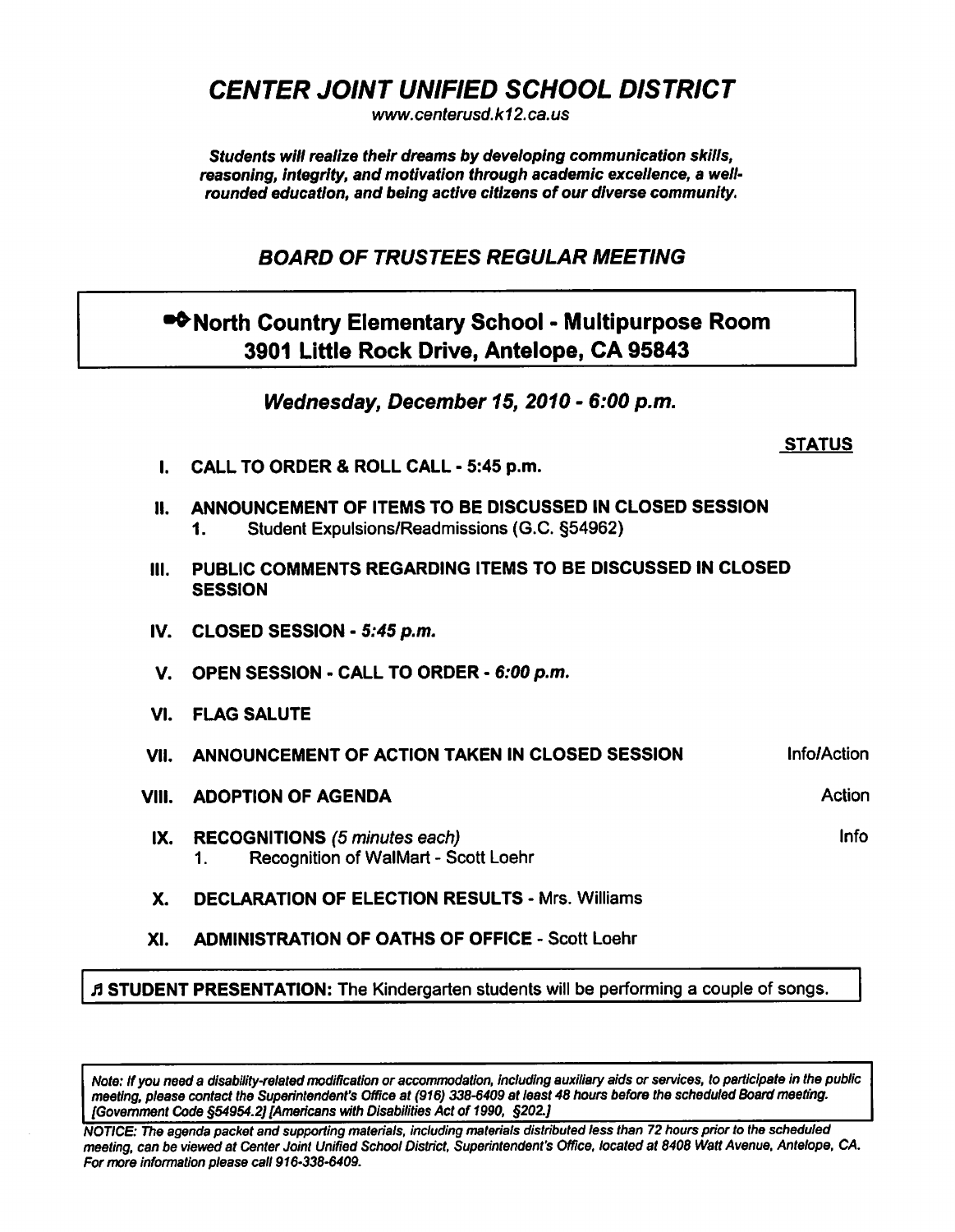# *CENTER JOINT UNIFIED SCHOOL DISTRICT*

*www.centerusd.k12.ca.us*

***Students will realize their dreams by developing communication skills, reasoning, integrity, and motivation through academic excellence, a well-rounded education, and being active citizens of our diverse community.***

## *BOARD OF TRUSTEES REGULAR MEETING*

**North Country Elementary School - Multipurpose Room**
**3901 Little Rock Drive, Antelope, CA 95843**

***Wednesday, December 15, 2010 - 6:00 p.m.***

| | | **STATUS** |
|---|---|---|
| **I.** | **CALL TO ORDER & ROLL CALL - 5:45 p.m.** | |
| **II.** | **ANNOUNCEMENT OF ITEMS TO BE DISCUSSED IN CLOSED SESSION**<br>1. Student Expulsions/Readmissions (G.C. §54962) | |
| **III.** | **PUBLIC COMMENTS REGARDING ITEMS TO BE DISCUSSED IN CLOSED SESSION** | |
| **IV.** | **CLOSED SESSION -** ***5:45 p.m.*** | |
| **V.** | **OPEN SESSION - CALL TO ORDER -** ***6:00 p.m.*** | |
| **VI.** | **FLAG SALUTE** | |
| **VII.** | **ANNOUNCEMENT OF ACTION TAKEN IN CLOSED SESSION** | Info/Action |
| **VIII.** | **ADOPTION OF AGENDA** | Action |
| **IX.** | **RECOGNITIONS** *(5 minutes each)*<br>1. Recognition of WalMart - Scott Loehr | Info |
| **X.** | **DECLARATION OF ELECTION RESULTS** - Mrs. Williams | |
| **XI.** | **ADMINISTRATION OF OATHS OF OFFICE** - Scott Loehr | |

♫ **STUDENT PRESENTATION:** The Kindergarten students will be performing a couple of songs.

*Note: If you need a disability-related modification or accommodation, including auxiliary aids or services, to participate in the public meeting, please contact the Superintendent's Office at (916) 338-6409 at least 48 hours before the scheduled Board meeting. [Government Code §54954.2] [Americans with Disabilities Act of 1990, §202.]*

*NOTICE: The agenda packet and supporting materials, including materials distributed less than 72 hours prior to the scheduled meeting, can be viewed at Center Joint Unified School District, Superintendent's Office, located at 8408 Watt Avenue, Antelope, CA. For more information please call 916-338-6409.*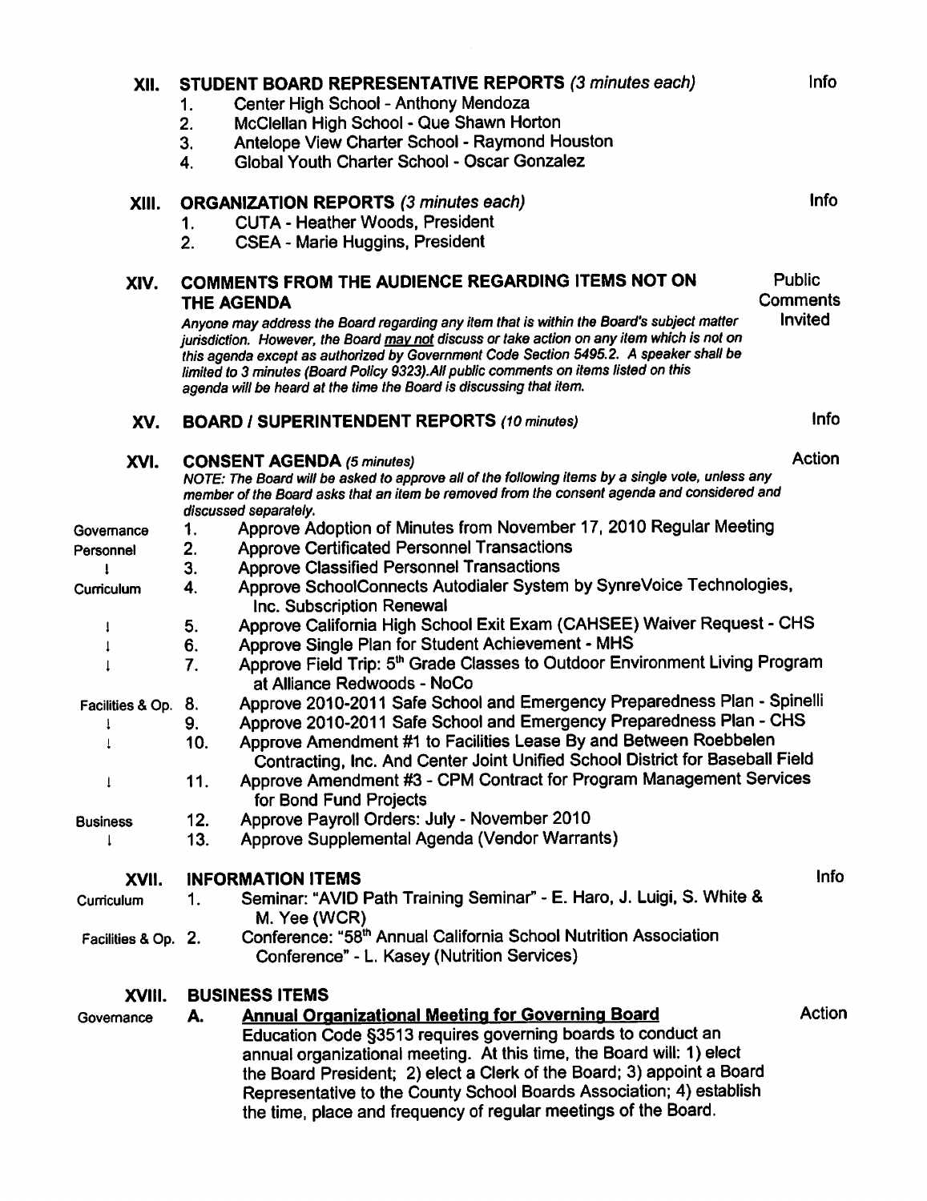## XII. STUDENT BOARD REPRESENTATIVE REPORTS *(3 minutes each)* — Info

1. Center High School - Anthony Mendoza
2. McClellan High School - Que Shawn Horton
3. Antelope View Charter School - Raymond Houston
4. Global Youth Charter School - Oscar Gonzalez

## XIII. ORGANIZATION REPORTS *(3 minutes each)* — Info

1. CUTA - Heather Woods, President
2. CSEA - Marie Huggins, President

## XIV. COMMENTS FROM THE AUDIENCE REGARDING ITEMS NOT ON THE AGENDA — Public Comments Invited

*Anyone may address the Board regarding any item that is within the Board's subject matter jurisdiction. However, the Board may not discuss or take action on any item which is not on this agenda except as authorized by Government Code Section 5495.2. A speaker shall be limited to 3 minutes (Board Policy 9323).All public comments on items listed on this agenda will be heard at the time the Board is discussing that item.*

## XV. BOARD / SUPERINTENDENT REPORTS *(10 minutes)* — Info

## XVI. CONSENT AGENDA *(5 minutes)* — Action

*NOTE: The Board will be asked to approve all of the following items by a single vote, unless any member of the Board asks that an item be removed from the consent agenda and considered and discussed separately.*

| Area | No. | Item |
|---|---|---|
| Governance | 1. | Approve Adoption of Minutes from November 17, 2010 Regular Meeting |
| Personnel | 2. | Approve Certificated Personnel Transactions |
| ↓ | 3. | Approve Classified Personnel Transactions |
| Curriculum | 4. | Approve SchoolConnects Autodialer System by SynreVoice Technologies, Inc. Subscription Renewal |
| ↓ | 5. | Approve California High School Exit Exam (CAHSEE) Waiver Request - CHS |
| ↓ | 6. | Approve Single Plan for Student Achievement - MHS |
| ↓ | 7. | Approve Field Trip: 5th Grade Classes to Outdoor Environment Living Program at Alliance Redwoods - NoCo |
| Facilities & Op. | 8. | Approve 2010-2011 Safe School and Emergency Preparedness Plan - Spinelli |
| ↓ | 9. | Approve 2010-2011 Safe School and Emergency Preparedness Plan - CHS |
| ↓ | 10. | Approve Amendment #1 to Facilities Lease By and Between Roebbelen Contracting, Inc. And Center Joint Unified School District for Baseball Field |
| ↓ | 11. | Approve Amendment #3 - CPM Contract for Program Management Services for Bond Fund Projects |
| Business | 12. | Approve Payroll Orders: July - November 2010 |
| ↓ | 13. | Approve Supplemental Agenda (Vendor Warrants) |

## XVII. INFORMATION ITEMS — Info

| Area | No. | Item |
|---|---|---|
| Curriculum | 1. | Seminar: "AVID Path Training Seminar" - E. Haro, J. Luigi, S. White & M. Yee (WCR) |
| Facilities & Op. | 2. | Conference: "58th Annual California School Nutrition Association Conference" - L. Kasey (Nutrition Services) |

## XVIII. BUSINESS ITEMS

Governance — **A. Annual Organizational Meeting for Governing Board** — Action

Education Code §3513 requires governing boards to conduct an annual organizational meeting. At this time, the Board will: 1) elect the Board President; 2) elect a Clerk of the Board; 3) appoint a Board Representative to the County School Boards Association; 4) establish the time, place and frequency of regular meetings of the Board.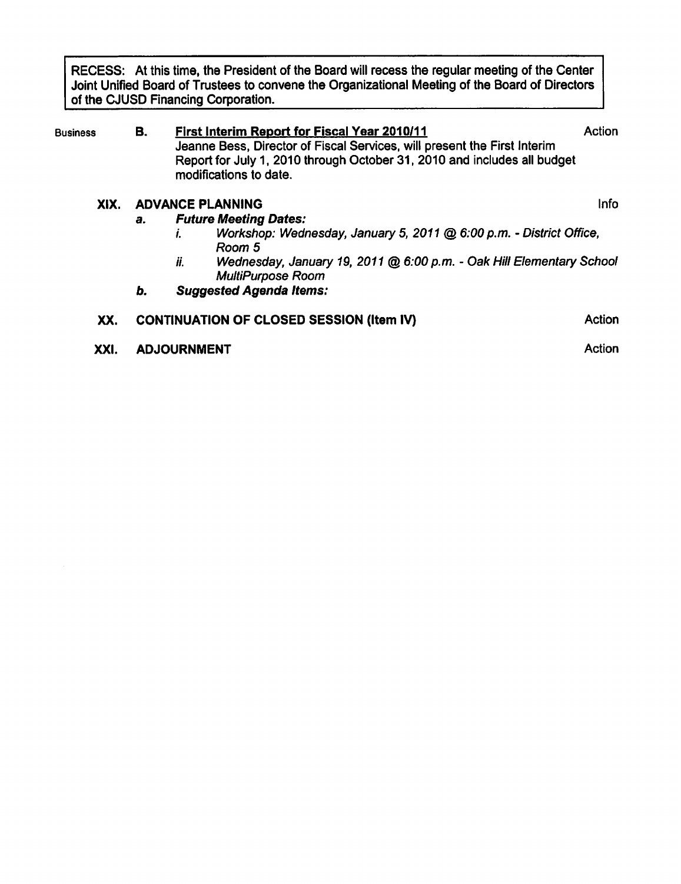RECESS: At this time, the President of the Board will recess the regular meeting of the Center Joint Unified Board of Trustees to convene the Organizational Meeting of the Board of Directors of the CJUSD Financing Corporation.

Business **B. First Interim Report for Fiscal Year 2010/11** Action

Jeanne Bess, Director of Fiscal Services, will present the First Interim Report for July 1, 2010 through October 31, 2010 and includes all budget modifications to date.

**XIX. ADVANCE PLANNING** Info

- ***a. Future Meeting Dates:***
  - *i. Workshop: Wednesday, January 5, 2011 @ 6:00 p.m. - District Office, Room 5*
  - *ii. Wednesday, January 19, 2011 @ 6:00 p.m. - Oak Hill Elementary School MultiPurpose Room*
- ***b. Suggested Agenda Items:***

**XX. CONTINUATION OF CLOSED SESSION (Item IV)** Action

**XXI. ADJOURNMENT** Action